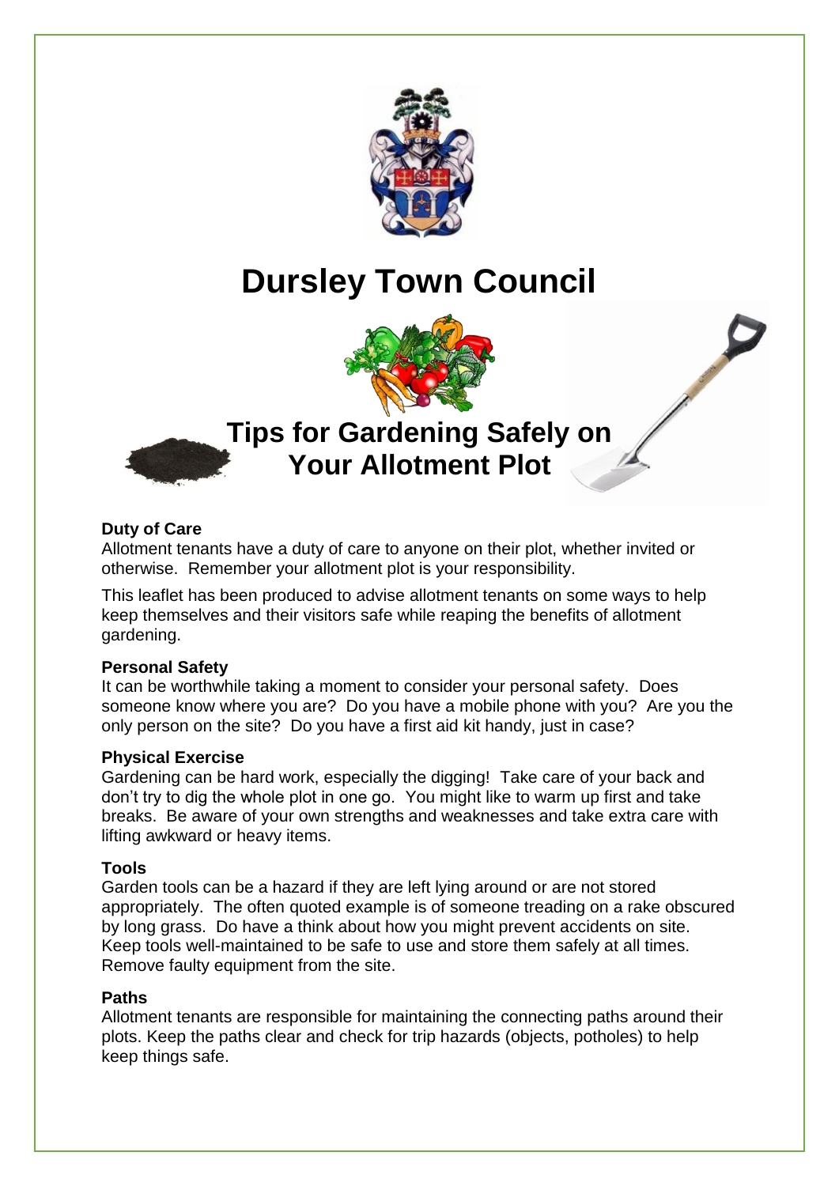# Dursley Town Council

## Tips for Gardening Safely on Your Allotment Plot

**Duty of Care**

Allotment tenants have a duty of care to anyone on their plot, whether invited or otherwise. Remember your allotment plot is your responsibility.

This leaflet has been produced to advise allotment tenants on some ways to help keep themselves and their visitors safe while reaping the benefits of allotment gardening.

**Personal Safety**

It can be worthwhile taking a moment to consider your personal safety. Does someone know where you are? Do you have a mobile phone with you? Are you the only person on the site? Do you have a first aid kit handy, just in case?

**Physical Exercise**

Gardening can be hard work, especially the digging! Take care of your back and don't try to dig the whole plot in one go. You might like to warm up first and take breaks. Be aware of your own strengths and weaknesses and take extra care with lifting awkward or heavy items.

**Tools**

Garden tools can be a hazard if they are left lying around or are not stored appropriately. The often quoted example is of someone treading on a rake obscured by long grass. Do have a think about how you might prevent accidents on site. Keep tools well-maintained to be safe to use and store them safely at all times. Remove faulty equipment from the site.

**Paths**

Allotment tenants are responsible for maintaining the connecting paths around their plots. Keep the paths clear and check for trip hazards (objects, potholes) to help keep things safe.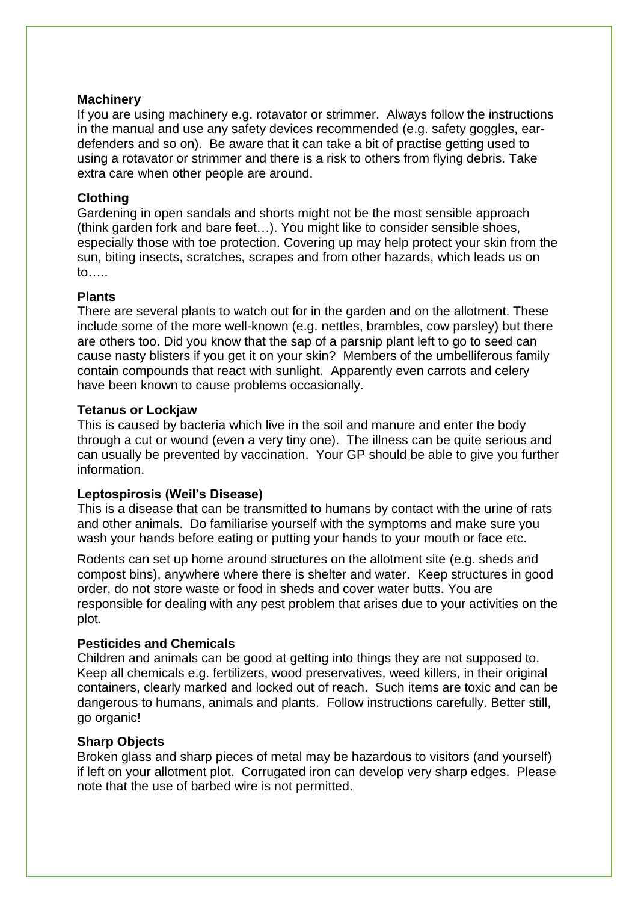**Machinery**

If you are using machinery e.g. rotavator or strimmer. Always follow the instructions in the manual and use any safety devices recommended (e.g. safety goggles, ear-defenders and so on). Be aware that it can take a bit of practise getting used to using a rotavator or strimmer and there is a risk to others from flying debris. Take extra care when other people are around.

**Clothing**

Gardening in open sandals and shorts might not be the most sensible approach (think garden fork and bare feet…). You might like to consider sensible shoes, especially those with toe protection. Covering up may help protect your skin from the sun, biting insects, scratches, scrapes and from other hazards, which leads us on to…..

**Plants**

There are several plants to watch out for in the garden and on the allotment. These include some of the more well-known (e.g. nettles, brambles, cow parsley) but there are others too. Did you know that the sap of a parsnip plant left to go to seed can cause nasty blisters if you get it on your skin? Members of the umbelliferous family contain compounds that react with sunlight. Apparently even carrots and celery have been known to cause problems occasionally.

**Tetanus or Lockjaw**

This is caused by bacteria which live in the soil and manure and enter the body through a cut or wound (even a very tiny one). The illness can be quite serious and can usually be prevented by vaccination. Your GP should be able to give you further information.

**Leptospirosis (Weil's Disease)**

This is a disease that can be transmitted to humans by contact with the urine of rats and other animals. Do familiarise yourself with the symptoms and make sure you wash your hands before eating or putting your hands to your mouth or face etc.

Rodents can set up home around structures on the allotment site (e.g. sheds and compost bins), anywhere where there is shelter and water. Keep structures in good order, do not store waste or food in sheds and cover water butts. You are responsible for dealing with any pest problem that arises due to your activities on the plot.

**Pesticides and Chemicals**

Children and animals can be good at getting into things they are not supposed to. Keep all chemicals e.g. fertilizers, wood preservatives, weed killers, in their original containers, clearly marked and locked out of reach. Such items are toxic and can be dangerous to humans, animals and plants. Follow instructions carefully. Better still, go organic!

**Sharp Objects**

Broken glass and sharp pieces of metal may be hazardous to visitors (and yourself) if left on your allotment plot. Corrugated iron can develop very sharp edges. Please note that the use of barbed wire is not permitted.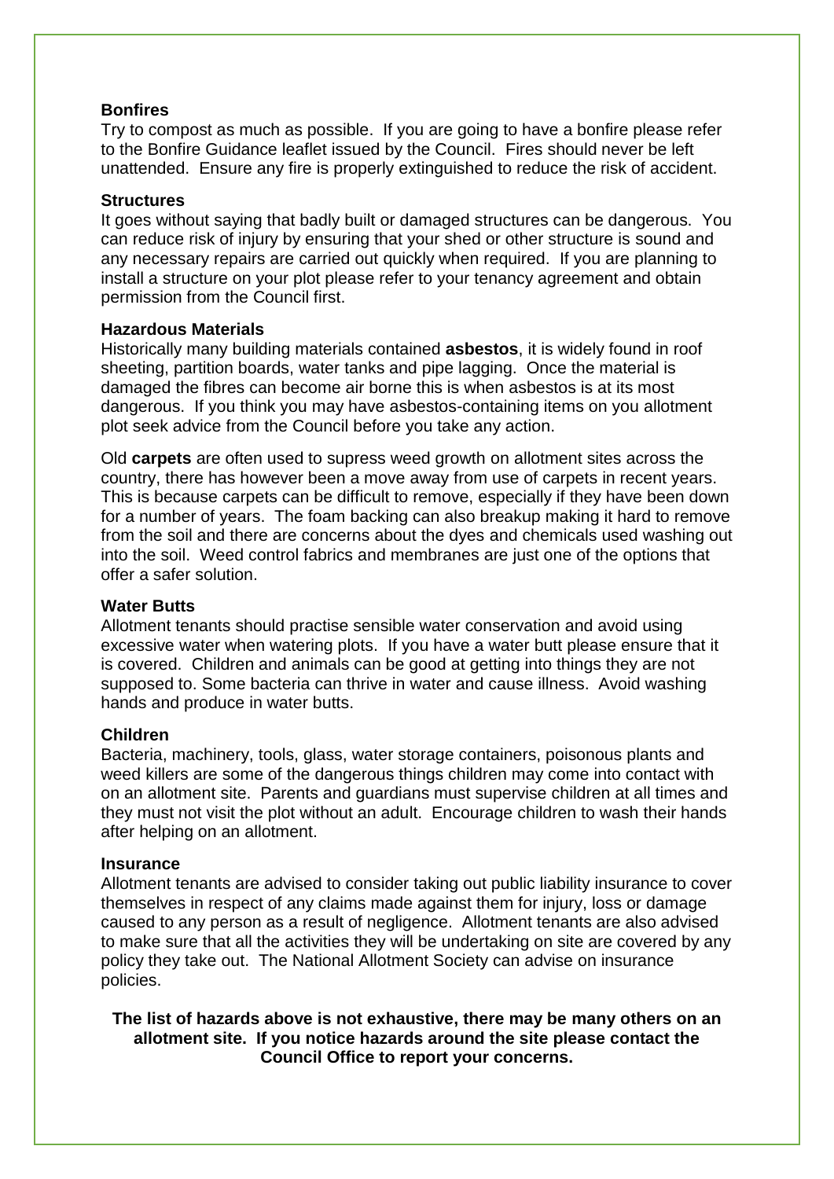### Bonfires

Try to compost as much as possible. If you are going to have a bonfire please refer to the Bonfire Guidance leaflet issued by the Council. Fires should never be left unattended. Ensure any fire is properly extinguished to reduce the risk of accident.

### Structures

It goes without saying that badly built or damaged structures can be dangerous. You can reduce risk of injury by ensuring that your shed or other structure is sound and any necessary repairs are carried out quickly when required. If you are planning to install a structure on your plot please refer to your tenancy agreement and obtain permission from the Council first.

### Hazardous Materials

Historically many building materials contained **asbestos**, it is widely found in roof sheeting, partition boards, water tanks and pipe lagging. Once the material is damaged the fibres can become air borne this is when asbestos is at its most dangerous. If you think you may have asbestos-containing items on you allotment plot seek advice from the Council before you take any action.

Old **carpets** are often used to supress weed growth on allotment sites across the country, there has however been a move away from use of carpets in recent years. This is because carpets can be difficult to remove, especially if they have been down for a number of years. The foam backing can also breakup making it hard to remove from the soil and there are concerns about the dyes and chemicals used washing out into the soil. Weed control fabrics and membranes are just one of the options that offer a safer solution.

### Water Butts

Allotment tenants should practise sensible water conservation and avoid using excessive water when watering plots. If you have a water butt please ensure that it is covered. Children and animals can be good at getting into things they are not supposed to. Some bacteria can thrive in water and cause illness. Avoid washing hands and produce in water butts.

### Children

Bacteria, machinery, tools, glass, water storage containers, poisonous plants and weed killers are some of the dangerous things children may come into contact with on an allotment site. Parents and guardians must supervise children at all times and they must not visit the plot without an adult. Encourage children to wash their hands after helping on an allotment.

### Insurance

Allotment tenants are advised to consider taking out public liability insurance to cover themselves in respect of any claims made against them for injury, loss or damage caused to any person as a result of negligence. Allotment tenants are also advised to make sure that all the activities they will be undertaking on site are covered by any policy they take out. The National Allotment Society can advise on insurance policies.

**The list of hazards above is not exhaustive, there may be many others on an allotment site. If you notice hazards around the site please contact the Council Office to report your concerns.**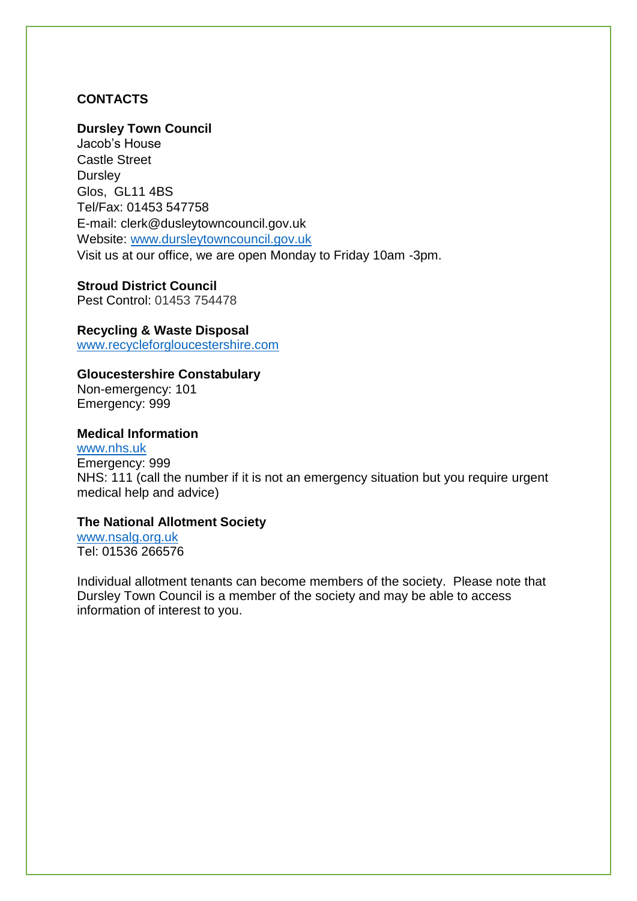## CONTACTS

**Dursley Town Council**
Jacob's House
Castle Street
Dursley
Glos, GL11 4BS
Tel/Fax: 01453 547758
E-mail: clerk@dusleytowncouncil.gov.uk
Website: www.dursleytowncouncil.gov.uk
Visit us at our office, we are open Monday to Friday 10am -3pm.

**Stroud District Council**
Pest Control: 01453 754478

**Recycling & Waste Disposal**
www.recycleforgloucestershire.com

**Gloucestershire Constabulary**
Non-emergency: 101
Emergency: 999

**Medical Information**
www.nhs.uk
Emergency: 999
NHS: 111 (call the number if it is not an emergency situation but you require urgent medical help and advice)

**The National Allotment Society**
www.nsalg.org.uk
Tel: 01536 266576

Individual allotment tenants can become members of the society. Please note that Dursley Town Council is a member of the society and may be able to access information of interest to you.